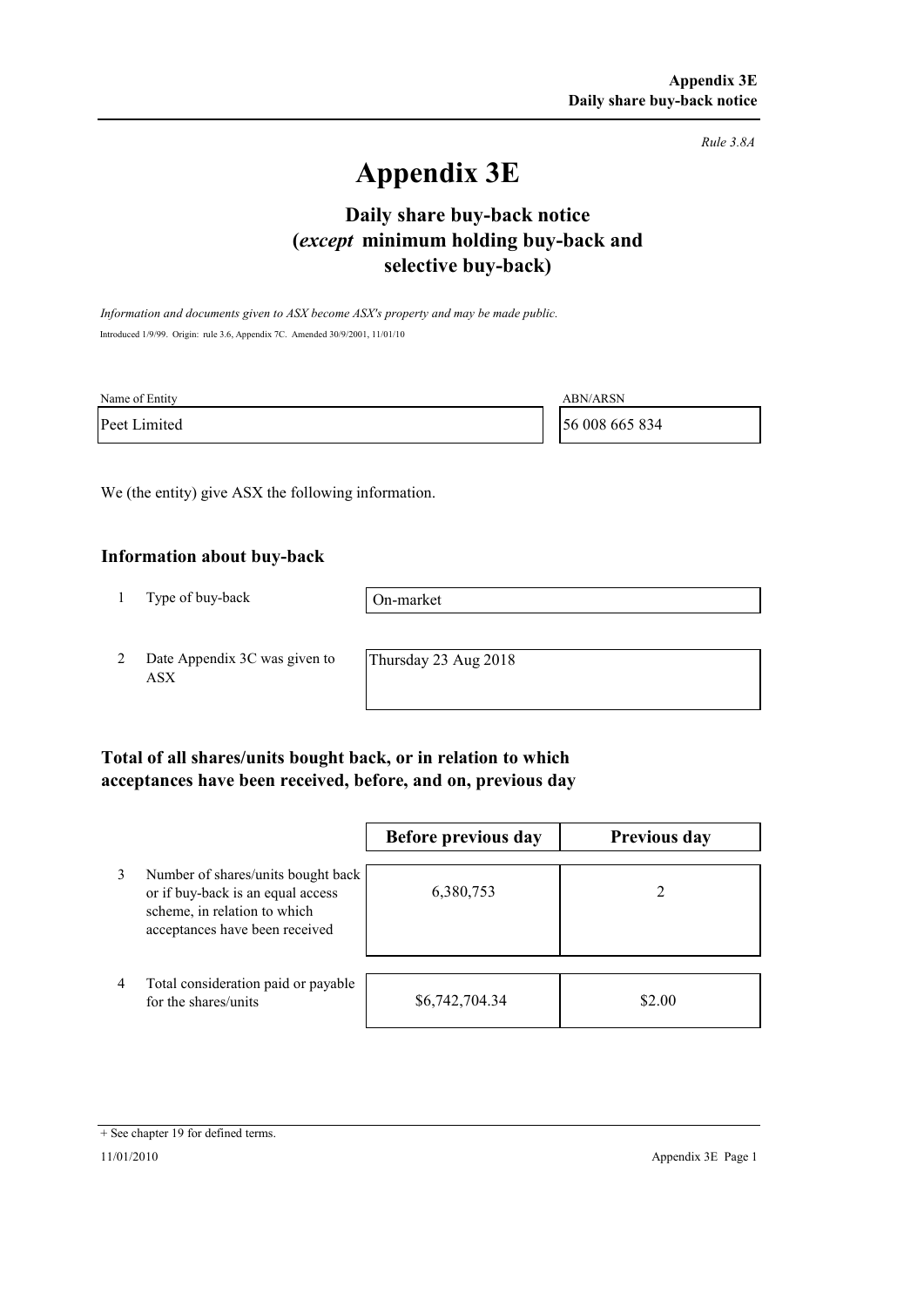*Rule 3.8A*

# Appendix 3E

## Daily share buy-back notice (*except* minimum holding buy-back and selective buy-back)

*Information and documents given to ASX become ASX's property and may be made public.*

Introduced 1/9/99. Origin: rule 3.6, Appendix 7C. Amended 30/9/2001, 11/01/10

| Name of Entity | ABN/ARSN |
|---|---|
| Peet Limited | 56 008 665 834 |

We (the entity) give ASX the following information.

### Information about buy-back

| | | |
|---|---|---|
| 1 | Type of buy-back | On-market |
| 2 | Date Appendix 3C was given to ASX | Thursday 23 Aug 2018 |

### Total of all shares/units bought back, or in relation to which acceptances have been received, before, and on, previous day

| | | Before previous day | Previous day |
|---|---|---|---|
| 3 | Number of shares/units bought back or if buy-back is an equal access scheme, in relation to which acceptances have been received | 6,380,753 | 2 |
| 4 | Total consideration paid or payable for the shares/units | $6,742,704.34 | $2.00 |

+ See chapter 19 for defined terms.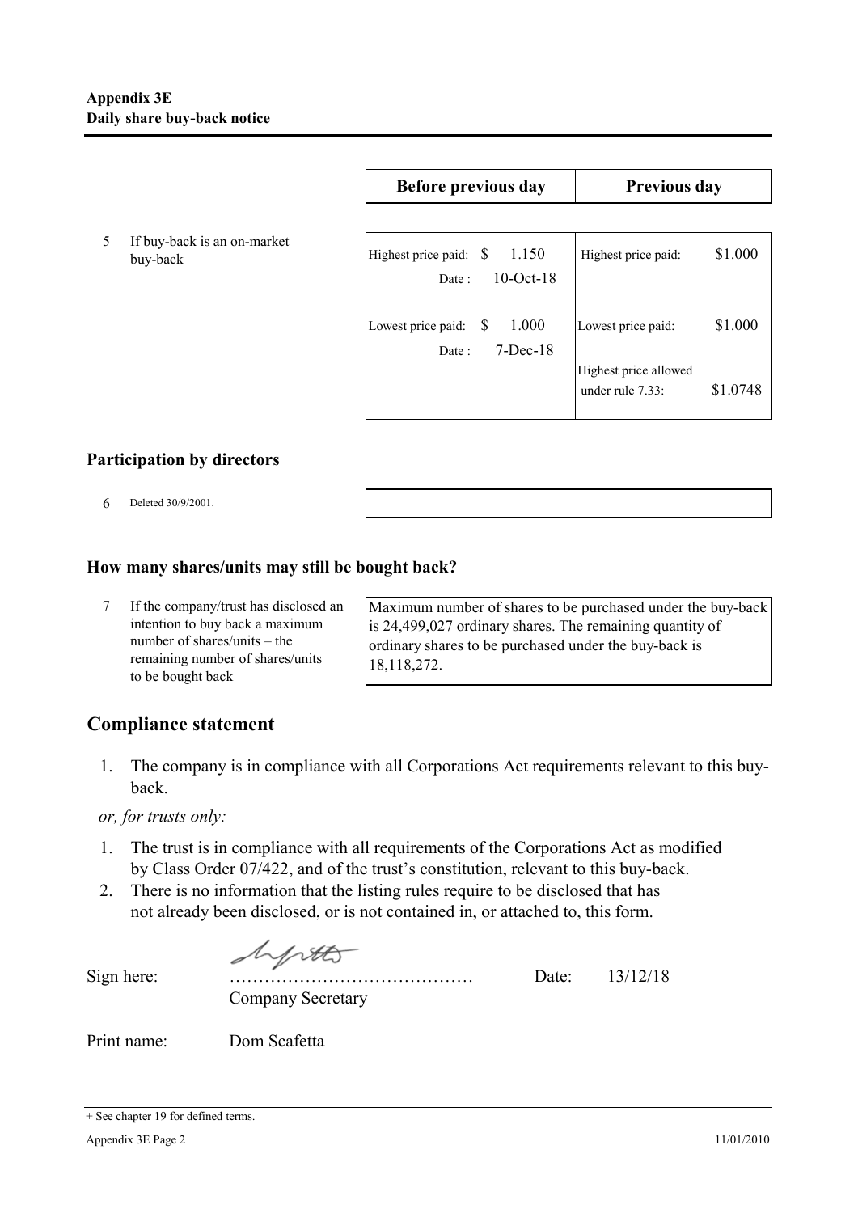**Appendix 3E**
**Daily share buy-back notice**

| | | Before previous day | Previous day |
|---|---|---|---|
| 5 | If buy-back is an on-market buy-back | Highest price paid: $ 1.150<br>Date : 10-Oct-18<br><br>Lowest price paid: $ 1.000<br>Date : 7-Dec-18 | Highest price paid: $1.000<br><br>Lowest price paid: $1.000<br><br>Highest price allowed under rule 7.33: $1.0748 |

## Participation by directors

| | | |
|---|---|---|
| 6 | Deleted 30/9/2001. | |

## How many shares/units may still be bought back?

| | | |
|---|---|---|
| 7 | If the company/trust has disclosed an intention to buy back a maximum number of shares/units – the remaining number of shares/units to be bought back | Maximum number of shares to be purchased under the buy-back is 24,499,027 ordinary shares. The remaining quantity of ordinary shares to be purchased under the buy-back is 18,118,272. |

## Compliance statement

1. The company is in compliance with all Corporations Act requirements relevant to this buy-back.

*or, for trusts only:*

1. The trust is in compliance with all requirements of the Corporations Act as modified by Class Order 07/422, and of the trust's constitution, relevant to this buy-back.
2. There is no information that the listing rules require to be disclosed that has not already been disclosed, or is not contained in, or attached to, this form.

Sign here: ……………………………………
Company Secretary

Date: 13/12/18

Print name: Dom Scafetta

+ See chapter 19 for defined terms.